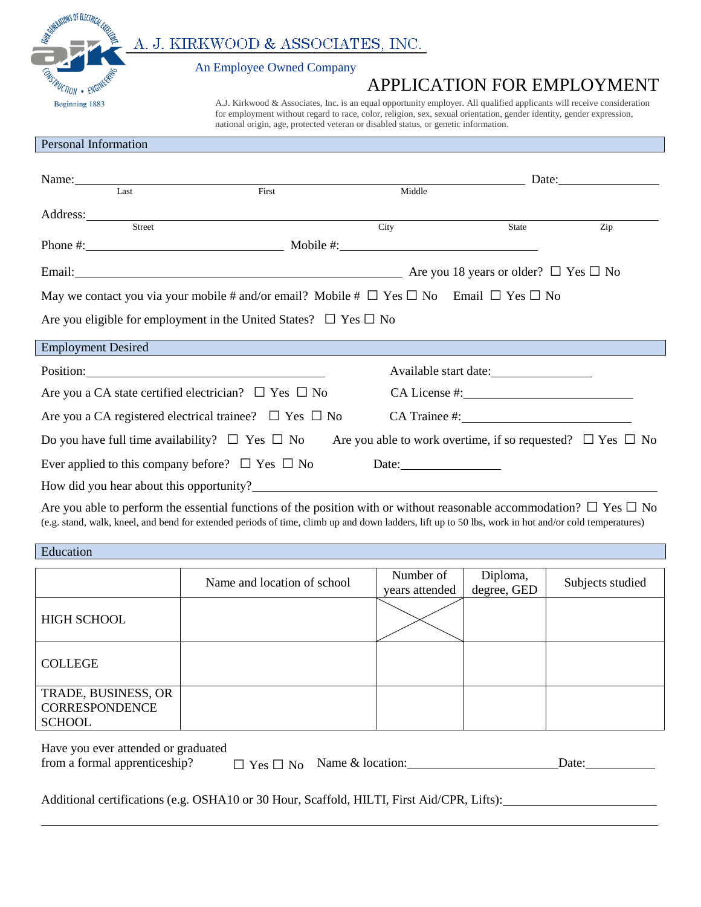A. J. KIRKWOOD & ASSOCIATES, INC.

An Employee Owned Company

# APPLICATION FOR EMPLOYMENT

A.J. Kirkwood & Associates, Inc. is an equal opportunity employer. All qualified applicants will receive consideration for employment without regard to race, color, religion, sex, sexual orientation, gender identity, gender expression, national origin, age, protected veteran or disabled status, or genetic information.

## Personal Information

Name: ______________________________________________ Date: ____________
Last First Middle

Address: ______________________________________________
Street City State Zip

Phone #: ____________________ Mobile #: ____________________

Email: ______________________________ Are you 18 years or older? ☐ Yes ☐ No

May we contact you via your mobile # and/or email? Mobile # ☐ Yes ☐ No Email ☐ Yes ☐ No

Are you eligible for employment in the United States? ☐ Yes ☐ No

## Employment Desired

Position: ____________________ Available start date: ____________

Are you a CA state certified electrician? ☐ Yes ☐ No CA License #: ____________________

Are you a CA registered electrical trainee? ☐ Yes ☐ No CA Trainee #: ____________________

Do you have full time availability? ☐ Yes ☐ No Are you able to work overtime, if so requested? ☐ Yes ☐ No

Ever applied to this company before? ☐ Yes ☐ No Date: ____________

How did you hear about this opportunity? ______________________________

Are you able to perform the essential functions of the position with or without reasonable accommodation? ☐ Yes ☐ No
(e.g. stand, walk, kneel, and bend for extended periods of time, climb up and down ladders, lift up to 50 lbs, work in hot and/or cold temperatures)

## Education

| | Name and location of school | Number of years attended | Diploma, degree, GED | Subjects studied |
|---|---|---|---|---|
| HIGH SCHOOL | | X | | |
| COLLEGE | | | | |
| TRADE, BUSINESS, OR CORRESPONDENCE SCHOOL | | | | |

Have you ever attended or graduated from a formal apprenticeship? ☐ Yes ☐ No Name & location: ____________________ Date: ____________

Additional certifications (e.g. OSHA10 or 30 Hour, Scaffold, HILTI, First Aid/CPR, Lifts): ____________________

______________________________________________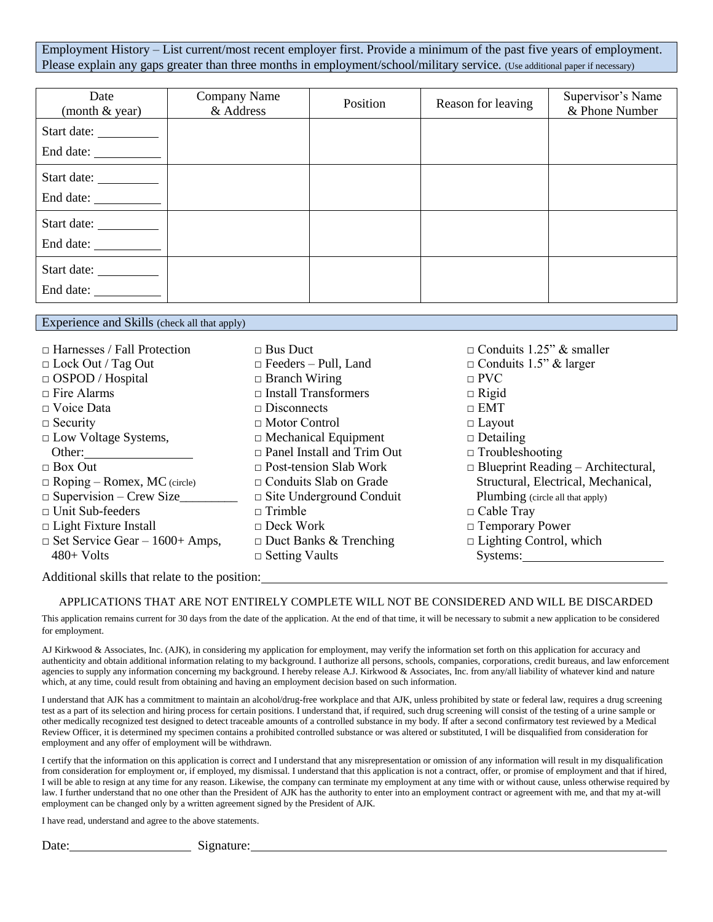## Employment History – List current/most recent employer first. Provide a minimum of the past five years of employment. Please explain any gaps greater than three months in employment/school/military service. (Use additional paper if necessary)

| Date (month & year) | Company Name & Address | Position | Reason for leaving | Supervisor's Name & Phone Number |
|---|---|---|---|---|
| Start date: ________ End date: ________ | | | | |
| Start date: ________ End date: ________ | | | | |
| Start date: ________ End date: ________ | | | | |
| Start date: ________ End date: ________ | | | | |

## Experience and Skills (check all that apply)

- □ Harnesses / Fall Protection
- □ Lock Out / Tag Out
- □ OSPOD / Hospital
- □ Fire Alarms
- □ Voice Data
- □ Security
- □ Low Voltage Systems, Other: ________________
- □ Box Out
- □ Roping – Romex, MC (circle)
- □ Supervision – Crew Size________
- □ Unit Sub-feeders
- □ Light Fixture Install
- □ Set Service Gear – 1600+ Amps, 480+ Volts
- □ Bus Duct
- □ Feeders – Pull, Land
- □ Branch Wiring
- □ Install Transformers
- □ Disconnects
- □ Motor Control
- □ Mechanical Equipment
- □ Panel Install and Trim Out
- □ Post-tension Slab Work
- □ Conduits Slab on Grade
- □ Site Underground Conduit
- □ Trimble
- □ Deck Work
- □ Duct Banks & Trenching
- □ Setting Vaults
- □ Conduits 1.25" & smaller
- □ Conduits 1.5" & larger
- □ PVC
- □ Rigid
- □ EMT
- □ Layout
- □ Detailing
- □ Troubleshooting
- □ Blueprint Reading – Architectural, Structural, Electrical, Mechanical, Plumbing (circle all that apply)
- □ Cable Tray
- □ Temporary Power
- □ Lighting Control, which Systems: ____________________

Additional skills that relate to the position: ________________________________________________

APPLICATIONS THAT ARE NOT ENTIRELY COMPLETE WILL NOT BE CONSIDERED AND WILL BE DISCARDED

This application remains current for 30 days from the date of the application. At the end of that time, it will be necessary to submit a new application to be considered for employment.

AJ Kirkwood & Associates, Inc. (AJK), in considering my application for employment, may verify the information set forth on this application for accuracy and authenticity and obtain additional information relating to my background. I authorize all persons, schools, companies, corporations, credit bureaus, and law enforcement agencies to supply any information concerning my background. I hereby release A.J. Kirkwood & Associates, Inc. from any/all liability of whatever kind and nature which, at any time, could result from obtaining and having an employment decision based on such information.

I understand that AJK has a commitment to maintain an alcohol/drug-free workplace and that AJK, unless prohibited by state or federal law, requires a drug screening test as a part of its selection and hiring process for certain positions. I understand that, if required, such drug screening will consist of the testing of a urine sample or other medically recognized test designed to detect traceable amounts of a controlled substance in my body. If after a second confirmatory test reviewed by a Medical Review Officer, it is determined my specimen contains a prohibited controlled substance or was altered or substituted, I will be disqualified from consideration for employment and any offer of employment will be withdrawn.

I certify that the information on this application is correct and I understand that any misrepresentation or omission of any information will result in my disqualification from consideration for employment or, if employed, my dismissal. I understand that this application is not a contract, offer, or promise of employment and that if hired, I will be able to resign at any time for any reason. Likewise, the company can terminate my employment at any time with or without cause, unless otherwise required by law. I further understand that no one other than the President of AJK has the authority to enter into an employment contract or agreement with me, and that my at-will employment can be changed only by a written agreement signed by the President of AJK.

I have read, understand and agree to the above statements.

Date: ________________ Signature: ____________________________________________